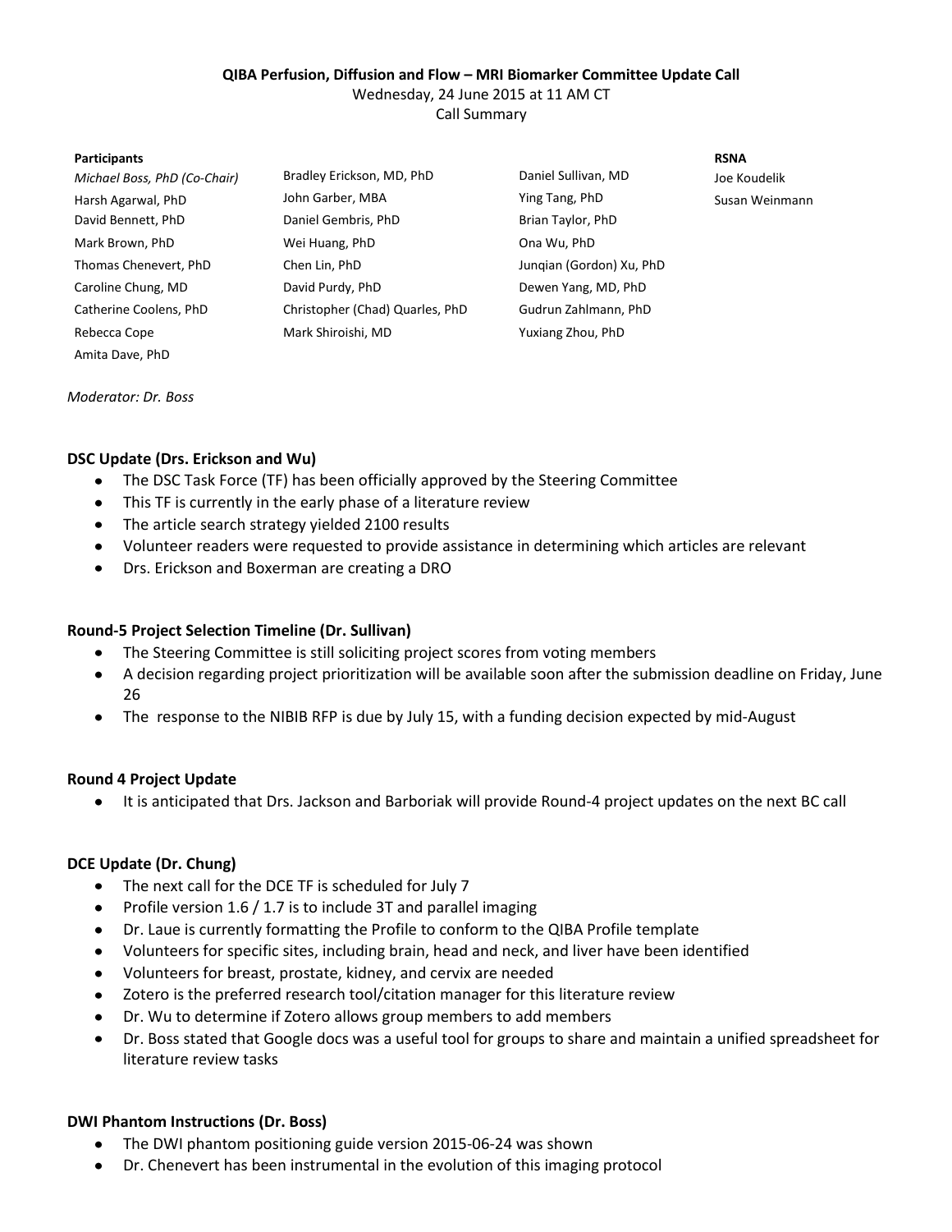**QIBA Perfusion, Diffusion and Flow – MRI Biomarker Committee Update Call**

Wednesday, 24 June 2015 at 11 AM CT

Call Summary

| Participants | | | RSNA |
|---|---|---|---|
| *Michael Boss, PhD (Co-Chair)* | Bradley Erickson, MD, PhD | Daniel Sullivan, MD | Joe Koudelik |
| Harsh Agarwal, PhD | John Garber, MBA | Ying Tang, PhD | Susan Weinmann |
| David Bennett, PhD | Daniel Gembris, PhD | Brian Taylor, PhD | |
| Mark Brown, PhD | Wei Huang, PhD | Ona Wu, PhD | |
| Thomas Chenevert, PhD | Chen Lin, PhD | Junqian (Gordon) Xu, PhD | |
| Caroline Chung, MD | David Purdy, PhD | Dewen Yang, MD, PhD | |
| Catherine Coolens, PhD | Christopher (Chad) Quarles, PhD | Gudrun Zahlmann, PhD | |
| Rebecca Cope | Mark Shiroishi, MD | Yuxiang Zhou, PhD | |
| Amita Dave, PhD | | | |

*Moderator: Dr. Boss*

### DSC Update (Drs. Erickson and Wu)

- The DSC Task Force (TF) has been officially approved by the Steering Committee
- This TF is currently in the early phase of a literature review
- The article search strategy yielded 2100 results
- Volunteer readers were requested to provide assistance in determining which articles are relevant
- Drs. Erickson and Boxerman are creating a DRO

### Round-5 Project Selection Timeline (Dr. Sullivan)

- The Steering Committee is still soliciting project scores from voting members
- A decision regarding project prioritization will be available soon after the submission deadline on Friday, June 26
- The response to the NIBIB RFP is due by July 15, with a funding decision expected by mid-August

### Round 4 Project Update

- It is anticipated that Drs. Jackson and Barboriak will provide Round-4 project updates on the next BC call

### DCE Update (Dr. Chung)

- The next call for the DCE TF is scheduled for July 7
- Profile version 1.6 / 1.7 is to include 3T and parallel imaging
- Dr. Laue is currently formatting the Profile to conform to the QIBA Profile template
- Volunteers for specific sites, including brain, head and neck, and liver have been identified
- Volunteers for breast, prostate, kidney, and cervix are needed
- Zotero is the preferred research tool/citation manager for this literature review
- Dr. Wu to determine if Zotero allows group members to add members
- Dr. Boss stated that Google docs was a useful tool for groups to share and maintain a unified spreadsheet for literature review tasks

### DWI Phantom Instructions (Dr. Boss)

- The DWI phantom positioning guide version 2015-06-24 was shown
- Dr. Chenevert has been instrumental in the evolution of this imaging protocol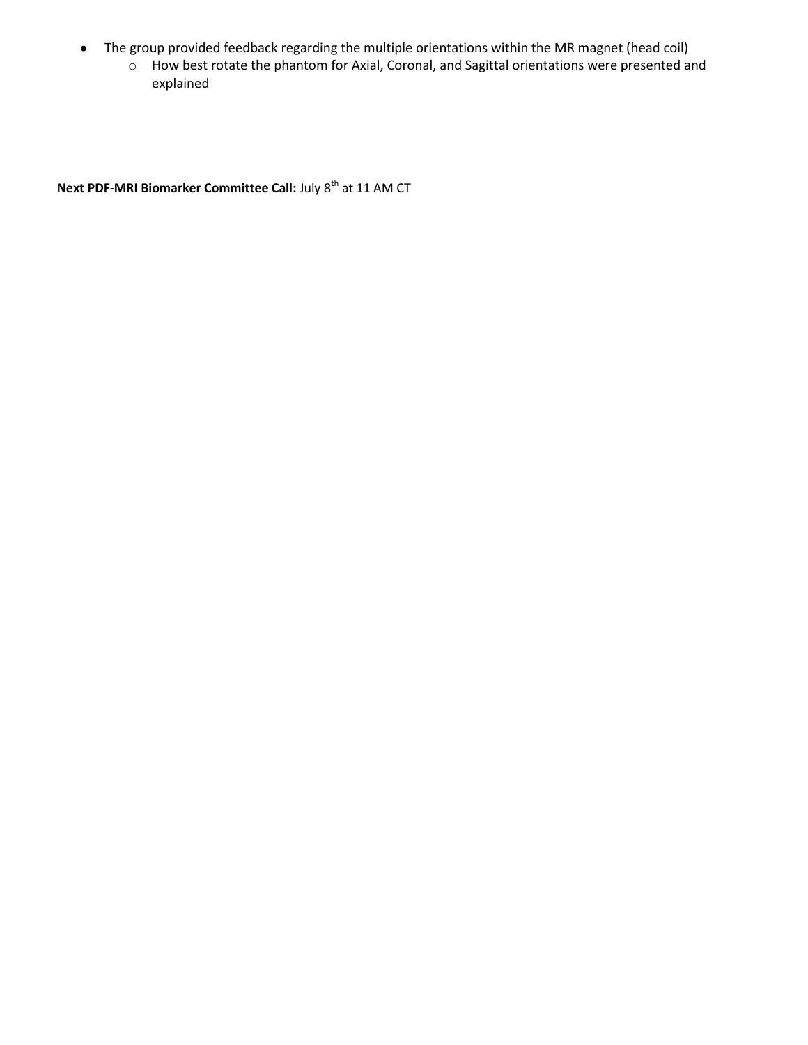- The group provided feedback regarding the multiple orientations within the MR magnet (head coil)
  - How best rotate the phantom for Axial, Coronal, and Sagittal orientations were presented and explained

**Next PDF-MRI Biomarker Committee Call:** July 8th at 11 AM CT